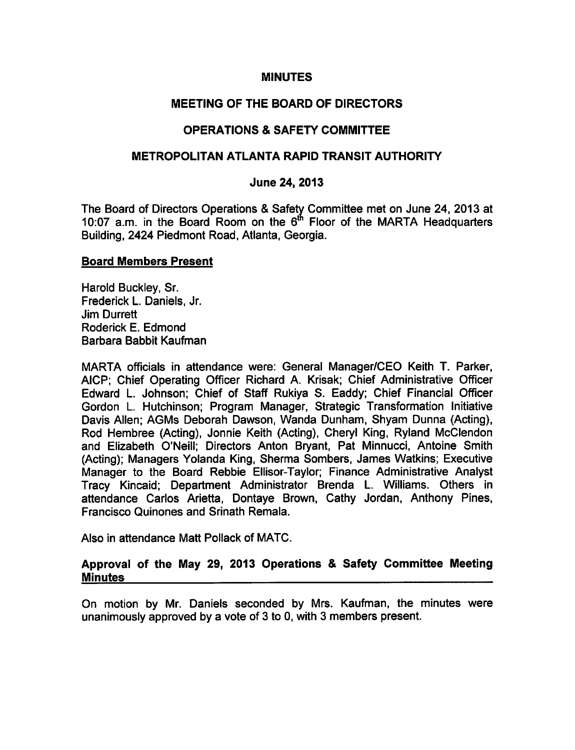# MINUTES

## MEETING OF THE BOARD OF DIRECTORS

## OPERATIONS & SAFETY COMMITTEE

## METROPOLITAN ATLANTA RAPID TRANSIT AUTHORITY

### June 24, 2013

The Board of Directors Operations & Safety Committee met on June 24, 2013 at 10:07 a.m. in the Board Room on the 6th Floor of the MARTA Headquarters Building, 2424 Piedmont Road, Atlanta, Georgia.

**Board Members Present**

Harold Buckley, Sr.
Frederick L. Daniels, Jr.
Jim Durrett
Roderick E. Edmond
Barbara Babbit Kaufman

MARTA officials in attendance were: General Manager/CEO Keith T. Parker, AICP; Chief Operating Officer Richard A. Krisak; Chief Administrative Officer Edward L. Johnson; Chief of Staff Rukiya S. Eaddy; Chief Financial Officer Gordon L. Hutchinson; Program Manager, Strategic Transformation Initiative Davis Allen; AGMs Deborah Dawson, Wanda Dunham, Shyam Dunna (Acting), Rod Hembree (Acting), Jonnie Keith (Acting), Cheryl King, Ryland McClendon and Elizabeth O'Neill; Directors Anton Bryant, Pat Minnucci, Antoine Smith (Acting); Managers Yolanda King, Sherma Sombers, James Watkins; Executive Manager to the Board Rebbie Ellisor-Taylor; Finance Administrative Analyst Tracy Kincaid; Department Administrator Brenda L. Williams. Others in attendance Carlos Arietta, Dontaye Brown, Cathy Jordan, Anthony Pines, Francisco Quinones and Srinath Remala.

Also in attendance Matt Pollack of MATC.

**Approval of the May 29, 2013 Operations & Safety Committee Meeting Minutes**

On motion by Mr. Daniels seconded by Mrs. Kaufman, the minutes were unanimously approved by a vote of 3 to 0, with 3 members present.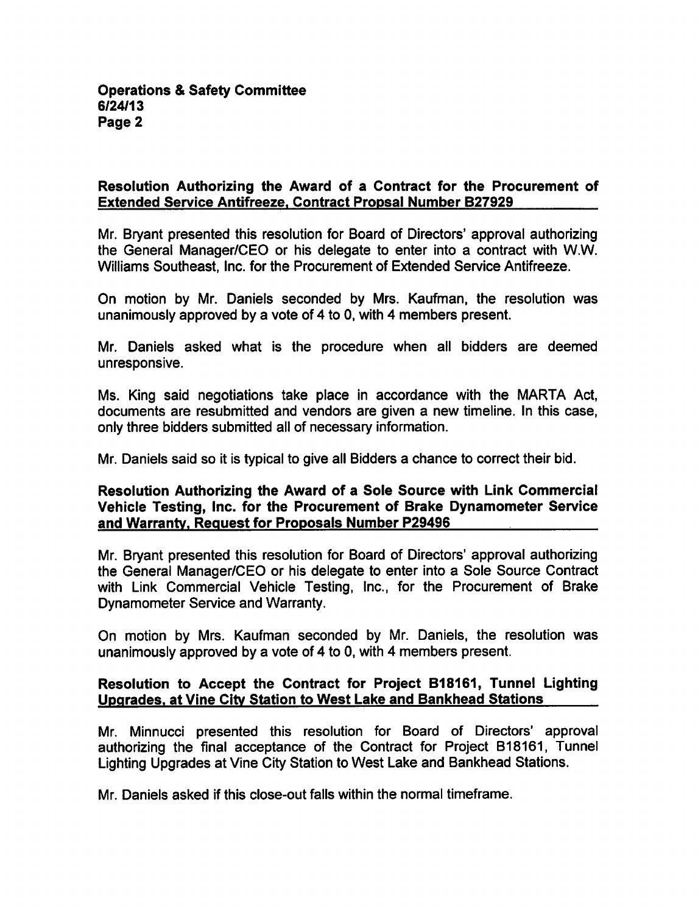### Resolution Authorizing the Award of a Contract for the Procurement of Extended Service Antifreeze, Contract Propsal Number B27929

Mr. Bryant presented this resolution for Board of Directors' approval authorizing the General Manager/CEO or his delegate to enter into a contract with W.W. Williams Southeast, Inc. for the Procurement of Extended Service Antifreeze.

On motion by Mr. Daniels seconded by Mrs. Kaufman, the resolution was unanimously approved by a vote of 4 to 0, with 4 members present.

Mr. Daniels asked what is the procedure when all bidders are deemed unresponsive.

Ms. King said negotiations take place in accordance with the MARTA Act, documents are resubmitted and vendors are given a new timeline. In this case, only three bidders submitted all of necessary information.

Mr. Daniels said so it is typical to give all Bidders a chance to correct their bid.

### Resolution Authorizing the Award of a Sole Source with Link Commercial Vehicle Testing, Inc. for the Procurement of Brake Dynamometer Service and Warranty, Request for Proposals Number P29496

Mr. Bryant presented this resolution for Board of Directors' approval authorizing the General Manager/CEO or his delegate to enter into a Sole Source Contract with Link Commercial Vehicle Testing, Inc., for the Procurement of Brake Dynamometer Service and Warranty.

On motion by Mrs. Kaufman seconded by Mr. Daniels, the resolution was unanimously approved by a vote of 4 to 0, with 4 members present.

### Resolution to Accept the Contract for Project B18161, Tunnel Lighting Upgrades, at Vine City Station to West Lake and Bankhead Stations

Mr. Minnucci presented this resolution for Board of Directors' approval authorizing the final acceptance of the Contract for Project B18161, Tunnel Lighting Upgrades at Vine City Station to West Lake and Bankhead Stations.

Mr. Daniels asked if this close-out falls within the normal timeframe.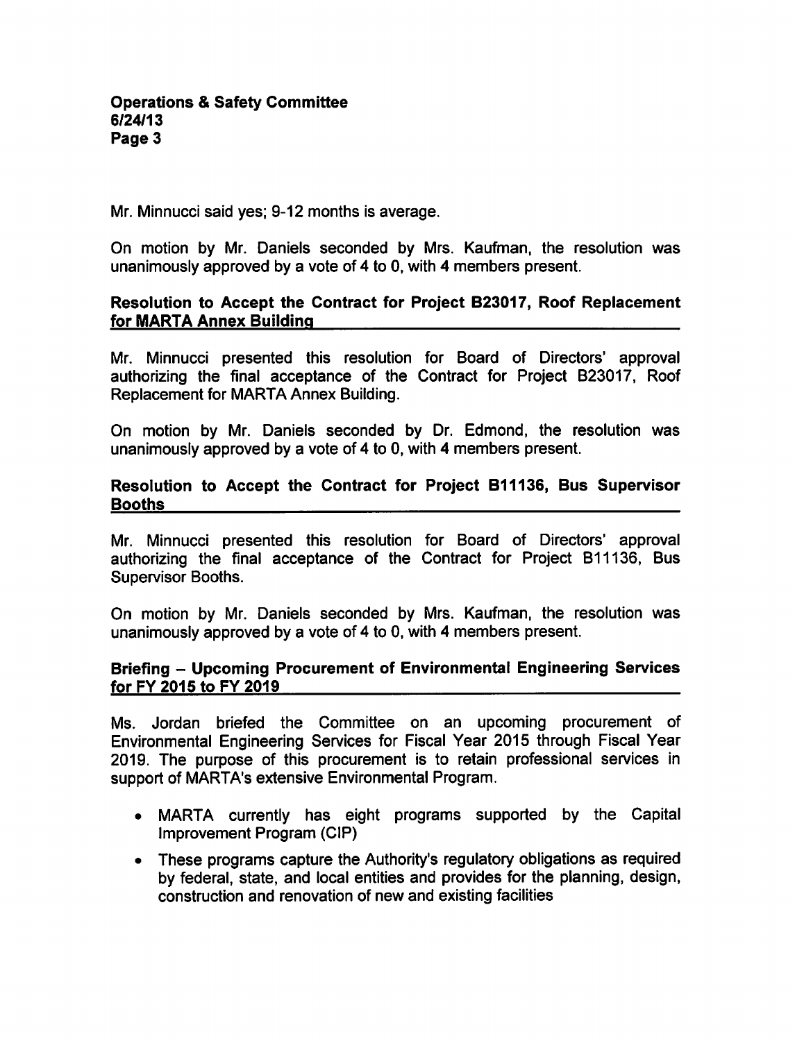Mr. Minnucci said yes; 9-12 months is average.

On motion by Mr. Daniels seconded by Mrs. Kaufman, the resolution was unanimously approved by a vote of 4 to 0, with 4 members present.

**Resolution to Accept the Contract for Project B23017, Roof Replacement for MARTA Annex Building**

Mr. Minnucci presented this resolution for Board of Directors' approval authorizing the final acceptance of the Contract for Project B23017, Roof Replacement for MARTA Annex Building.

On motion by Mr. Daniels seconded by Dr. Edmond, the resolution was unanimously approved by a vote of 4 to 0, with 4 members present.

**Resolution to Accept the Contract for Project B11136, Bus Supervisor Booths**

Mr. Minnucci presented this resolution for Board of Directors' approval authorizing the final acceptance of the Contract for Project B11136, Bus Supervisor Booths.

On motion by Mr. Daniels seconded by Mrs. Kaufman, the resolution was unanimously approved by a vote of 4 to 0, with 4 members present.

**Briefing – Upcoming Procurement of Environmental Engineering Services for FY 2015 to FY 2019**

Ms. Jordan briefed the Committee on an upcoming procurement of Environmental Engineering Services for Fiscal Year 2015 through Fiscal Year 2019. The purpose of this procurement is to retain professional services in support of MARTA's extensive Environmental Program.

- MARTA currently has eight programs supported by the Capital Improvement Program (CIP)
- These programs capture the Authority's regulatory obligations as required by federal, state, and local entities and provides for the planning, design, construction and renovation of new and existing facilities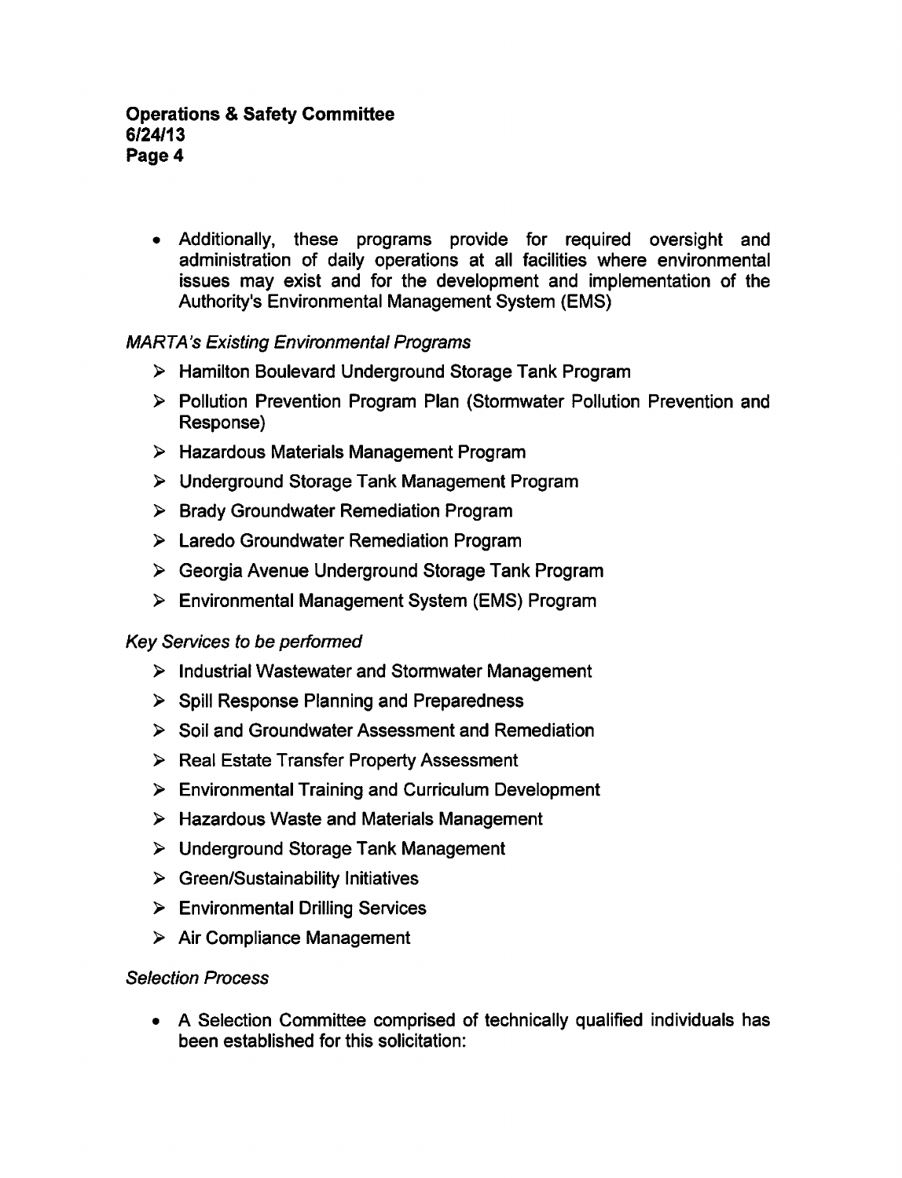- Additionally, these programs provide for required oversight and administration of daily operations at all facilities where environmental issues may exist and for the development and implementation of the Authority's Environmental Management System (EMS)

*MARTA's Existing Environmental Programs*

- Hamilton Boulevard Underground Storage Tank Program
- Pollution Prevention Program Plan (Stormwater Pollution Prevention and Response)
- Hazardous Materials Management Program
- Underground Storage Tank Management Program
- Brady Groundwater Remediation Program
- Laredo Groundwater Remediation Program
- Georgia Avenue Underground Storage Tank Program
- Environmental Management System (EMS) Program

*Key Services to be performed*

- Industrial Wastewater and Stormwater Management
- Spill Response Planning and Preparedness
- Soil and Groundwater Assessment and Remediation
- Real Estate Transfer Property Assessment
- Environmental Training and Curriculum Development
- Hazardous Waste and Materials Management
- Underground Storage Tank Management
- Green/Sustainability Initiatives
- Environmental Drilling Services
- Air Compliance Management

*Selection Process*

- A Selection Committee comprised of technically qualified individuals has been established for this solicitation: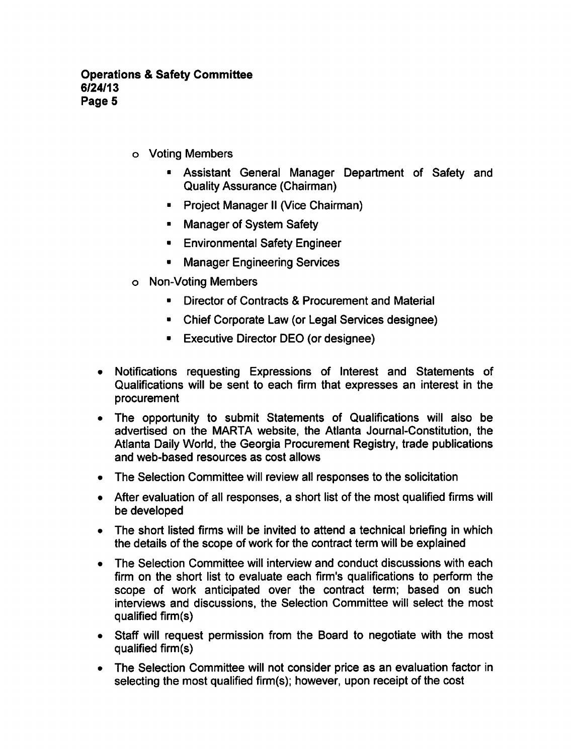- Voting Members
  - Assistant General Manager Department of Safety and Quality Assurance (Chairman)
  - Project Manager II (Vice Chairman)
  - Manager of System Safety
  - Environmental Safety Engineer
  - Manager Engineering Services
- Non-Voting Members
  - Director of Contracts & Procurement and Material
  - Chief Corporate Law (or Legal Services designee)
  - Executive Director DEO (or designee)

- Notifications requesting Expressions of Interest and Statements of Qualifications will be sent to each firm that expresses an interest in the procurement
- The opportunity to submit Statements of Qualifications will also be advertised on the MARTA website, the Atlanta Journal-Constitution, the Atlanta Daily World, the Georgia Procurement Registry, trade publications and web-based resources as cost allows
- The Selection Committee will review all responses to the solicitation
- After evaluation of all responses, a short list of the most qualified firms will be developed
- The short listed firms will be invited to attend a technical briefing in which the details of the scope of work for the contract term will be explained
- The Selection Committee will interview and conduct discussions with each firm on the short list to evaluate each firm's qualifications to perform the scope of work anticipated over the contract term; based on such interviews and discussions, the Selection Committee will select the most qualified firm(s)
- Staff will request permission from the Board to negotiate with the most qualified firm(s)
- The Selection Committee will not consider price as an evaluation factor in selecting the most qualified firm(s); however, upon receipt of the cost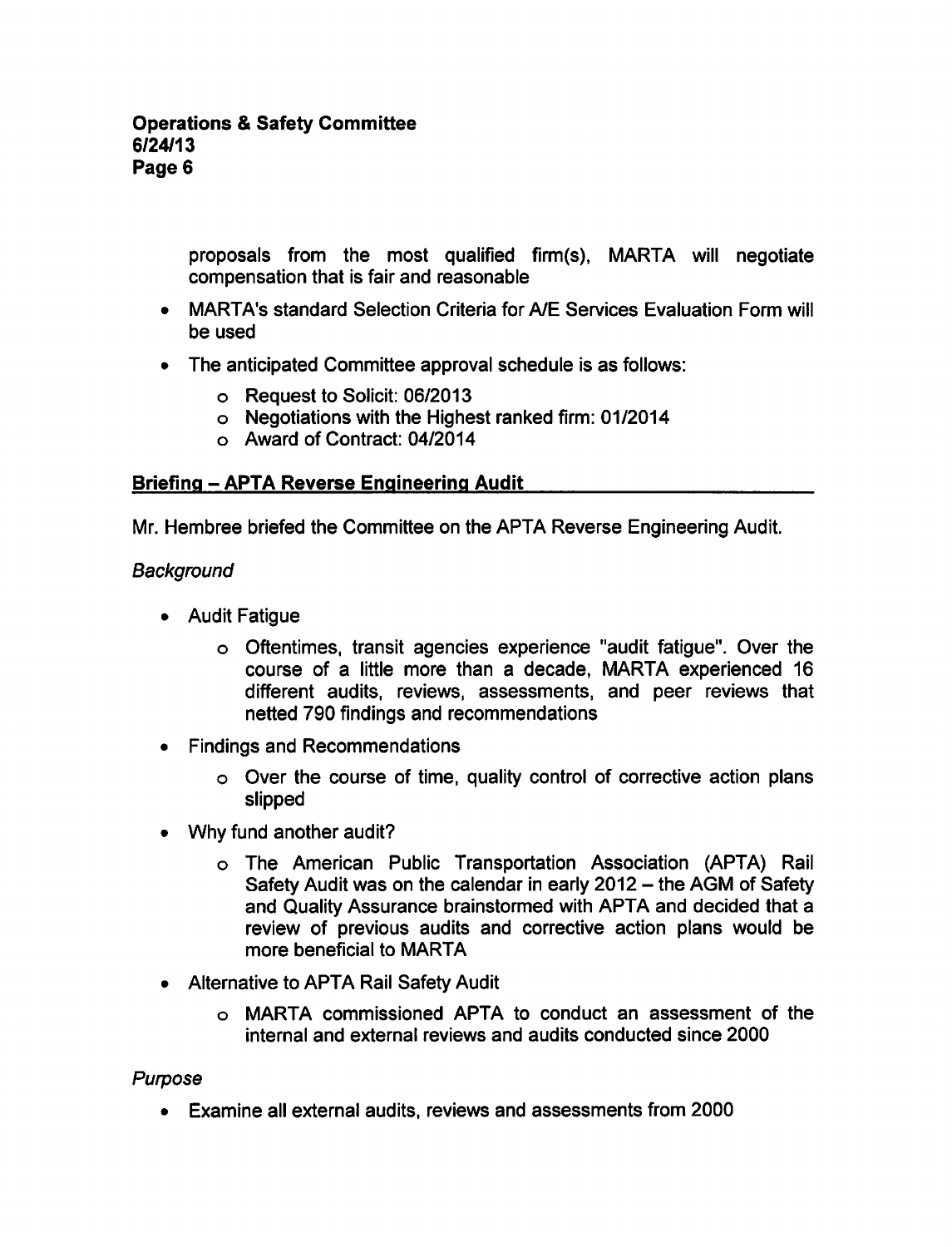proposals from the most qualified firm(s), MARTA will negotiate compensation that is fair and reasonable

- MARTA's standard Selection Criteria for A/E Services Evaluation Form will be used
- The anticipated Committee approval schedule is as follows:
  - Request to Solicit: 06/2013
  - Negotiations with the Highest ranked firm: 01/2014
  - Award of Contract: 04/2014

## Briefing – APTA Reverse Engineering Audit

Mr. Hembree briefed the Committee on the APTA Reverse Engineering Audit.

*Background*

- Audit Fatigue
  - Oftentimes, transit agencies experience "audit fatigue". Over the course of a little more than a decade, MARTA experienced 16 different audits, reviews, assessments, and peer reviews that netted 790 findings and recommendations
- Findings and Recommendations
  - Over the course of time, quality control of corrective action plans slipped
- Why fund another audit?
  - The American Public Transportation Association (APTA) Rail Safety Audit was on the calendar in early 2012 – the AGM of Safety and Quality Assurance brainstormed with APTA and decided that a review of previous audits and corrective action plans would be more beneficial to MARTA
- Alternative to APTA Rail Safety Audit
  - MARTA commissioned APTA to conduct an assessment of the internal and external reviews and audits conducted since 2000

*Purpose*

- Examine all external audits, reviews and assessments from 2000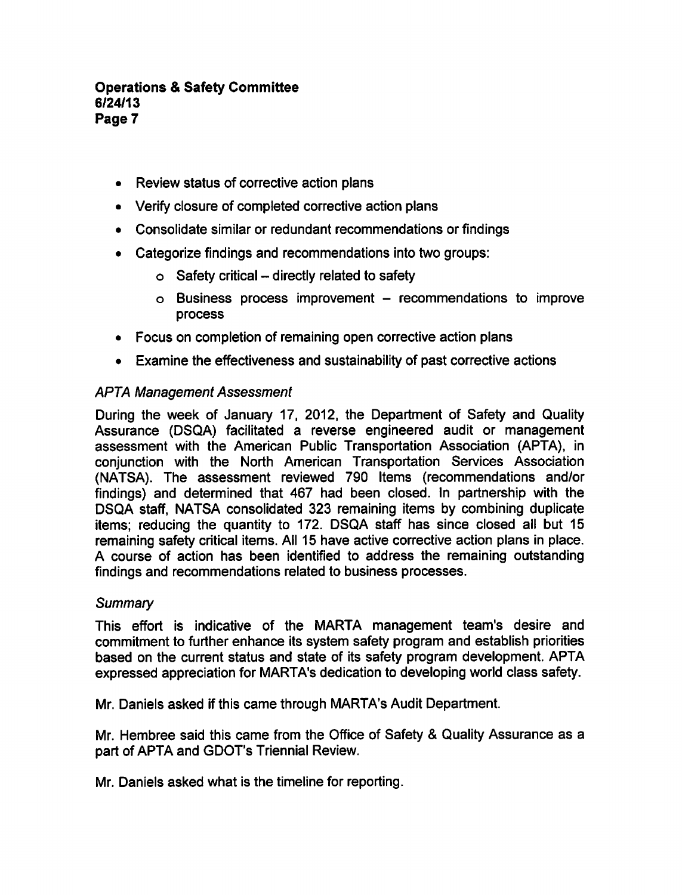- Review status of corrective action plans
- Verify closure of completed corrective action plans
- Consolidate similar or redundant recommendations or findings
- Categorize findings and recommendations into two groups:
  - Safety critical – directly related to safety
  - Business process improvement – recommendations to improve process
- Focus on completion of remaining open corrective action plans
- Examine the effectiveness and sustainability of past corrective actions

*APTA Management Assessment*

During the week of January 17, 2012, the Department of Safety and Quality Assurance (DSQA) facilitated a reverse engineered audit or management assessment with the American Public Transportation Association (APTA), in conjunction with the North American Transportation Services Association (NATSA). The assessment reviewed 790 Items (recommendations and/or findings) and determined that 467 had been closed. In partnership with the DSQA staff, NATSA consolidated 323 remaining items by combining duplicate items; reducing the quantity to 172. DSQA staff has since closed all but 15 remaining safety critical items. All 15 have active corrective action plans in place. A course of action has been identified to address the remaining outstanding findings and recommendations related to business processes.

*Summary*

This effort is indicative of the MARTA management team's desire and commitment to further enhance its system safety program and establish priorities based on the current status and state of its safety program development. APTA expressed appreciation for MARTA's dedication to developing world class safety.

Mr. Daniels asked if this came through MARTA's Audit Department.

Mr. Hembree said this came from the Office of Safety & Quality Assurance as a part of APTA and GDOT's Triennial Review.

Mr. Daniels asked what is the timeline for reporting.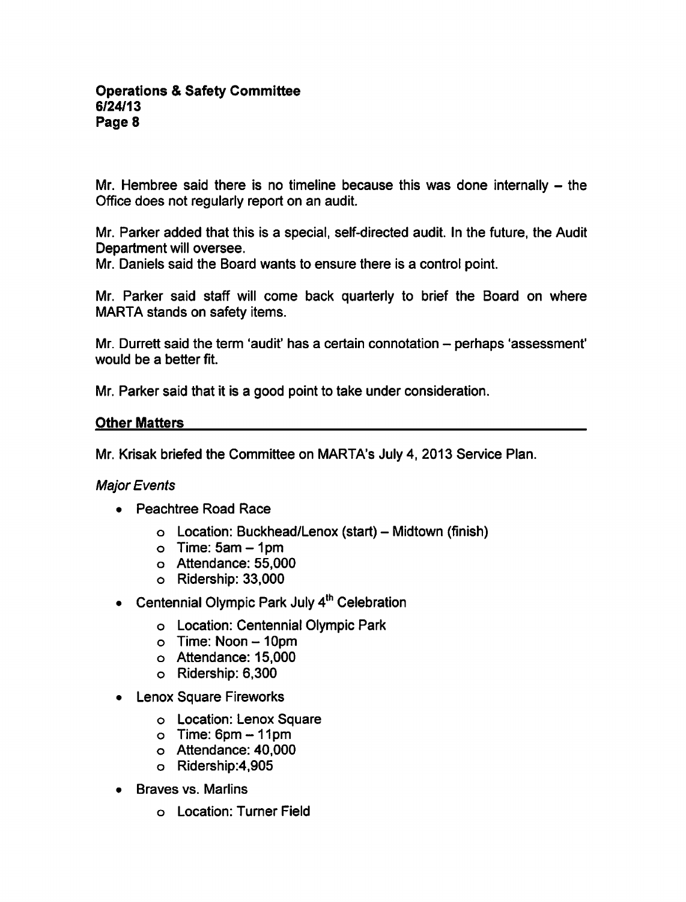Mr. Hembree said there is no timeline because this was done internally – the Office does not regularly report on an audit.

Mr. Parker added that this is a special, self-directed audit. In the future, the Audit Department will oversee.

Mr. Daniels said the Board wants to ensure there is a control point.

Mr. Parker said staff will come back quarterly to brief the Board on where MARTA stands on safety items.

Mr. Durrett said the term 'audit' has a certain connotation – perhaps 'assessment' would be a better fit.

Mr. Parker said that it is a good point to take under consideration.

## Other Matters

Mr. Krisak briefed the Committee on MARTA's July 4, 2013 Service Plan.

*Major Events*

- Peachtree Road Race
  - Location: Buckhead/Lenox (start) – Midtown (finish)
  - Time: 5am – 1pm
  - Attendance: 55,000
  - Ridership: 33,000
- Centennial Olympic Park July 4th Celebration
  - Location: Centennial Olympic Park
  - Time: Noon – 10pm
  - Attendance: 15,000
  - Ridership: 6,300
- Lenox Square Fireworks
  - Location: Lenox Square
  - Time: 6pm – 11pm
  - Attendance: 40,000
  - Ridership:4,905
- Braves vs. Marlins
  - Location: Turner Field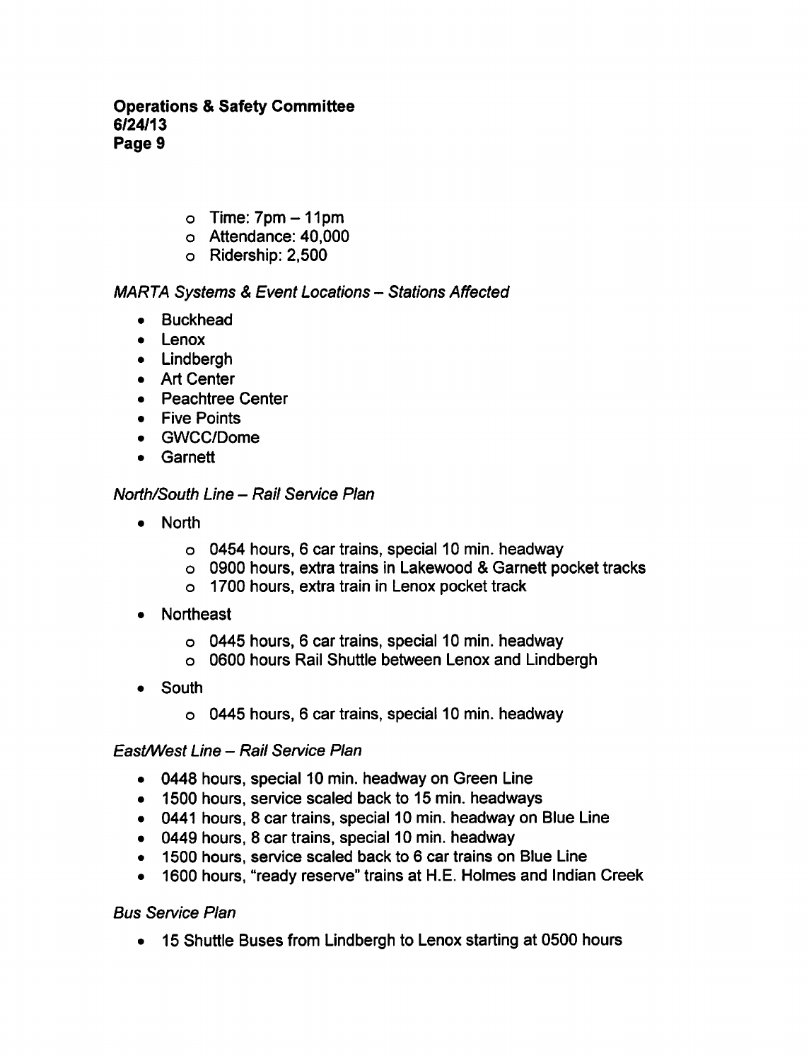- Time: 7pm – 11pm
  - Attendance: 40,000
  - Ridership: 2,500

*MARTA Systems & Event Locations – Stations Affected*

- Buckhead
- Lenox
- Lindbergh
- Art Center
- Peachtree Center
- Five Points
- GWCC/Dome
- Garnett

*North/South Line – Rail Service Plan*

- North
  - 0454 hours, 6 car trains, special 10 min. headway
  - 0900 hours, extra trains in Lakewood & Garnett pocket tracks
  - 1700 hours, extra train in Lenox pocket track
- Northeast
  - 0445 hours, 6 car trains, special 10 min. headway
  - 0600 hours Rail Shuttle between Lenox and Lindbergh
- South
  - 0445 hours, 6 car trains, special 10 min. headway

*East/West Line – Rail Service Plan*

- 0448 hours, special 10 min. headway on Green Line
- 1500 hours, service scaled back to 15 min. headways
- 0441 hours, 8 car trains, special 10 min. headway on Blue Line
- 0449 hours, 8 car trains, special 10 min. headway
- 1500 hours, service scaled back to 6 car trains on Blue Line
- 1600 hours, "ready reserve" trains at H.E. Holmes and Indian Creek

*Bus Service Plan*

- 15 Shuttle Buses from Lindbergh to Lenox starting at 0500 hours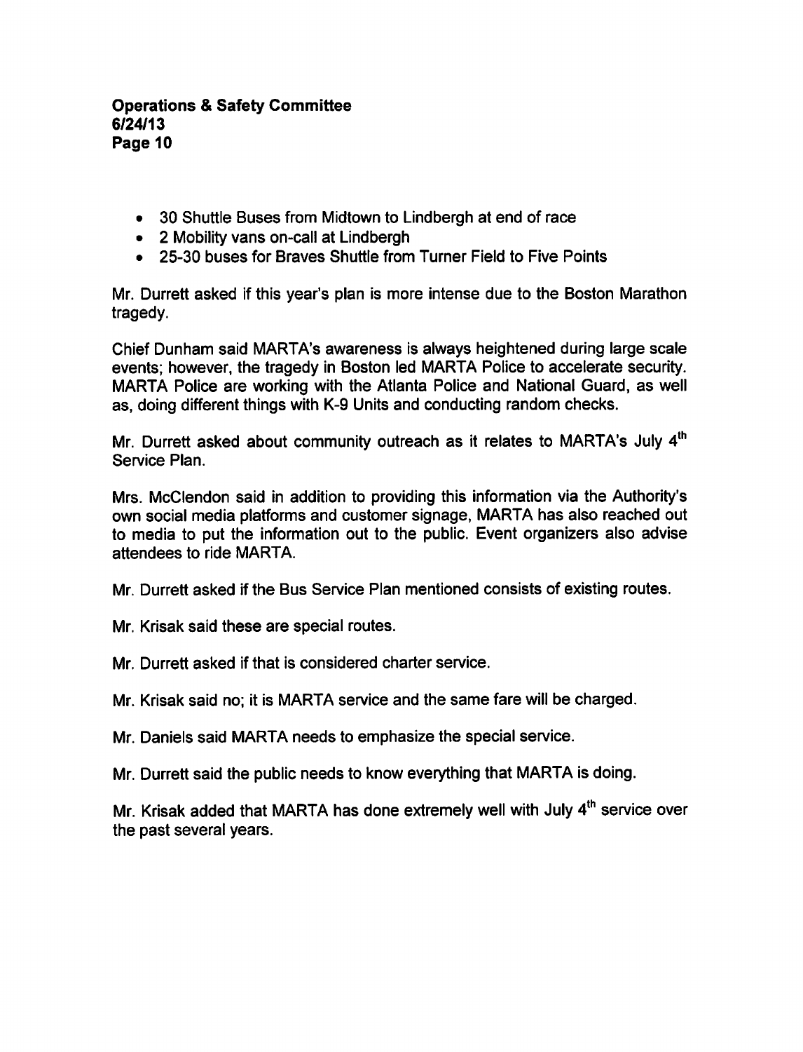- 30 Shuttle Buses from Midtown to Lindbergh at end of race
- 2 Mobility vans on-call at Lindbergh
- 25-30 buses for Braves Shuttle from Turner Field to Five Points

Mr. Durrett asked if this year's plan is more intense due to the Boston Marathon tragedy.

Chief Dunham said MARTA's awareness is always heightened during large scale events; however, the tragedy in Boston led MARTA Police to accelerate security. MARTA Police are working with the Atlanta Police and National Guard, as well as, doing different things with K-9 Units and conducting random checks.

Mr. Durrett asked about community outreach as it relates to MARTA's July 4th Service Plan.

Mrs. McClendon said in addition to providing this information via the Authority's own social media platforms and customer signage, MARTA has also reached out to media to put the information out to the public. Event organizers also advise attendees to ride MARTA.

Mr. Durrett asked if the Bus Service Plan mentioned consists of existing routes.

Mr. Krisak said these are special routes.

Mr. Durrett asked if that is considered charter service.

Mr. Krisak said no; it is MARTA service and the same fare will be charged.

Mr. Daniels said MARTA needs to emphasize the special service.

Mr. Durrett said the public needs to know everything that MARTA is doing.

Mr. Krisak added that MARTA has done extremely well with July 4th service over the past several years.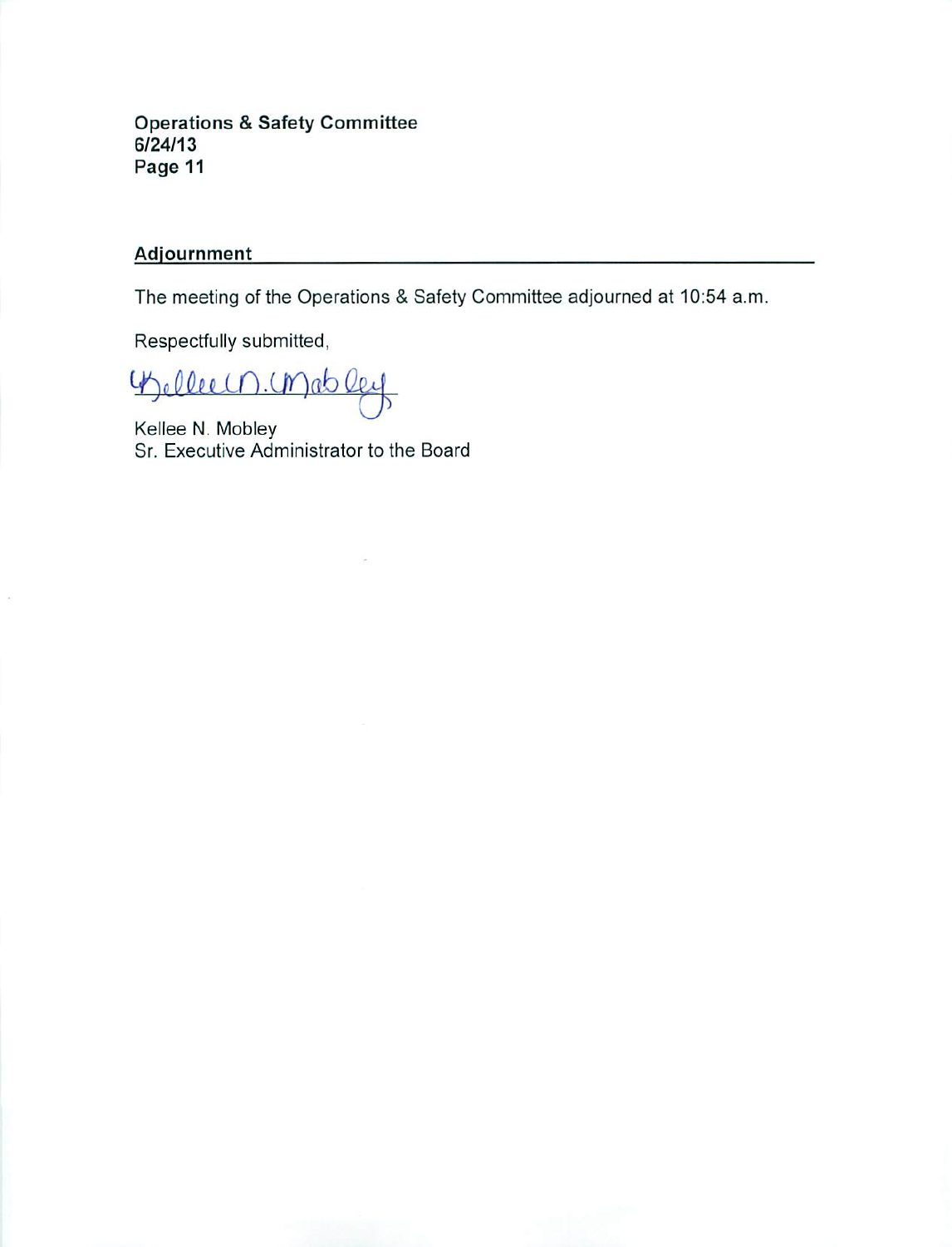## Adjournment

The meeting of the Operations & Safety Committee adjourned at 10:54 a.m.

Respectfully submitted,

Kellee N. Mobley  
Sr. Executive Administrator to the Board